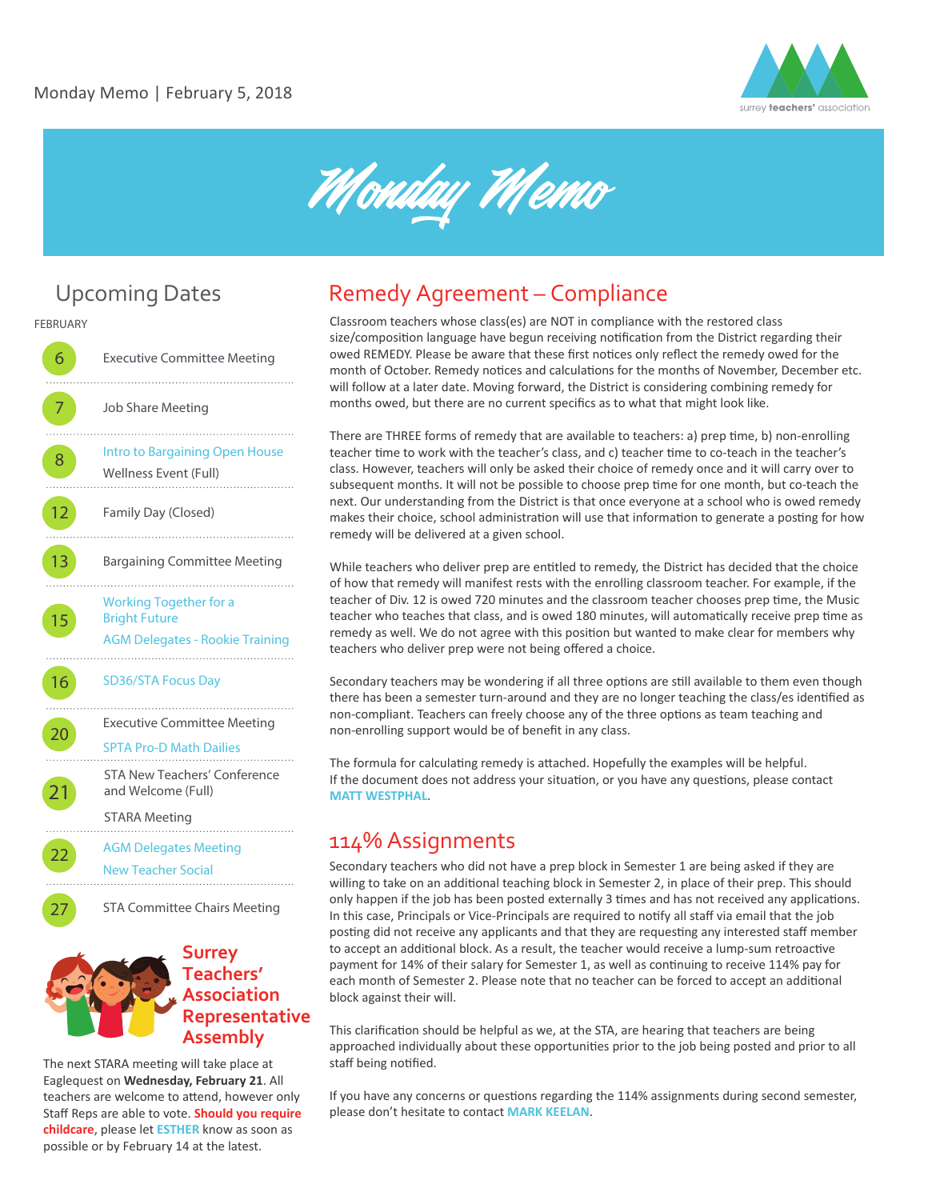Monday Memo | February 5, 2018

# Monday Memo

## Upcoming Dates

FEBRUARY

- **6** Executive Committee Meeting
- **7** Job Share Meeting
- **8** Intro to Bargaining Open House; Wellness Event (Full)
- **12** Family Day (Closed)
- **13** Bargaining Committee Meeting
- **15** Working Together for a Bright Future; AGM Delegates - Rookie Training
- **16** SD36/STA Focus Day
- **20** Executive Committee Meeting; SPTA Pro-D Math Dailies
- **21** STA New Teachers' Conference and Welcome (Full); STARA Meeting
- **22** AGM Delegates Meeting; New Teacher Social
- **27** STA Committee Chairs Meeting

### Surrey Teachers' Association Representative Assembly

The next STARA meeting will take place at Eaglequest on **Wednesday, February 21**. All teachers are welcome to attend, however only Staff Reps are able to vote. **Should you require childcare**, please let **ESTHER** know as soon as possible or by February 14 at the latest.

## Remedy Agreement – Compliance

Classroom teachers whose class(es) are NOT in compliance with the restored class size/composition language have begun receiving notification from the District regarding their owed REMEDY. Please be aware that these first notices only reflect the remedy owed for the month of October. Remedy notices and calculations for the months of November, December etc. will follow at a later date. Moving forward, the District is considering combining remedy for months owed, but there are no current specifics as to what that might look like.

There are THREE forms of remedy that are available to teachers: a) prep time, b) non-enrolling teacher time to work with the teacher's class, and c) teacher time to co-teach in the teacher's class. However, teachers will only be asked their choice of remedy once and it will carry over to subsequent months. It will not be possible to choose prep time for one month, but co-teach the next. Our understanding from the District is that once everyone at a school who is owed remedy makes their choice, school administration will use that information to generate a posting for how remedy will be delivered at a given school.

While teachers who deliver prep are entitled to remedy, the District has decided that the choice of how that remedy will manifest rests with the enrolling classroom teacher. For example, if the teacher of Div. 12 is owed 720 minutes and the classroom teacher chooses prep time, the Music teacher who teaches that class, and is owed 180 minutes, will automatically receive prep time as remedy as well. We do not agree with this position but wanted to make clear for members why teachers who deliver prep were not being offered a choice.

Secondary teachers may be wondering if all three options are still available to them even though there has been a semester turn-around and they are no longer teaching the class/es identified as non-compliant. Teachers can freely choose any of the three options as team teaching and non-enrolling support would be of benefit in any class.

The formula for calculating remedy is attached. Hopefully the examples will be helpful.
If the document does not address your situation, or you have any questions, please contact **MATT WESTPHAL**.

## 114% Assignments

Secondary teachers who did not have a prep block in Semester 1 are being asked if they are willing to take on an additional teaching block in Semester 2, in place of their prep. This should only happen if the job has been posted externally 3 times and has not received any applications. In this case, Principals or Vice-Principals are required to notify all staff via email that the job posting did not receive any applicants and that they are requesting any interested staff member to accept an additional block. As a result, the teacher would receive a lump-sum retroactive payment for 14% of their salary for Semester 1, as well as continuing to receive 114% pay for each month of Semester 2. Please note that no teacher can be forced to accept an additional block against their will.

This clarification should be helpful as we, at the STA, are hearing that teachers are being approached individually about these opportunities prior to the job being posted and prior to all staff being notified.

If you have any concerns or questions regarding the 114% assignments during second semester, please don't hesitate to contact **MARK KEELAN**.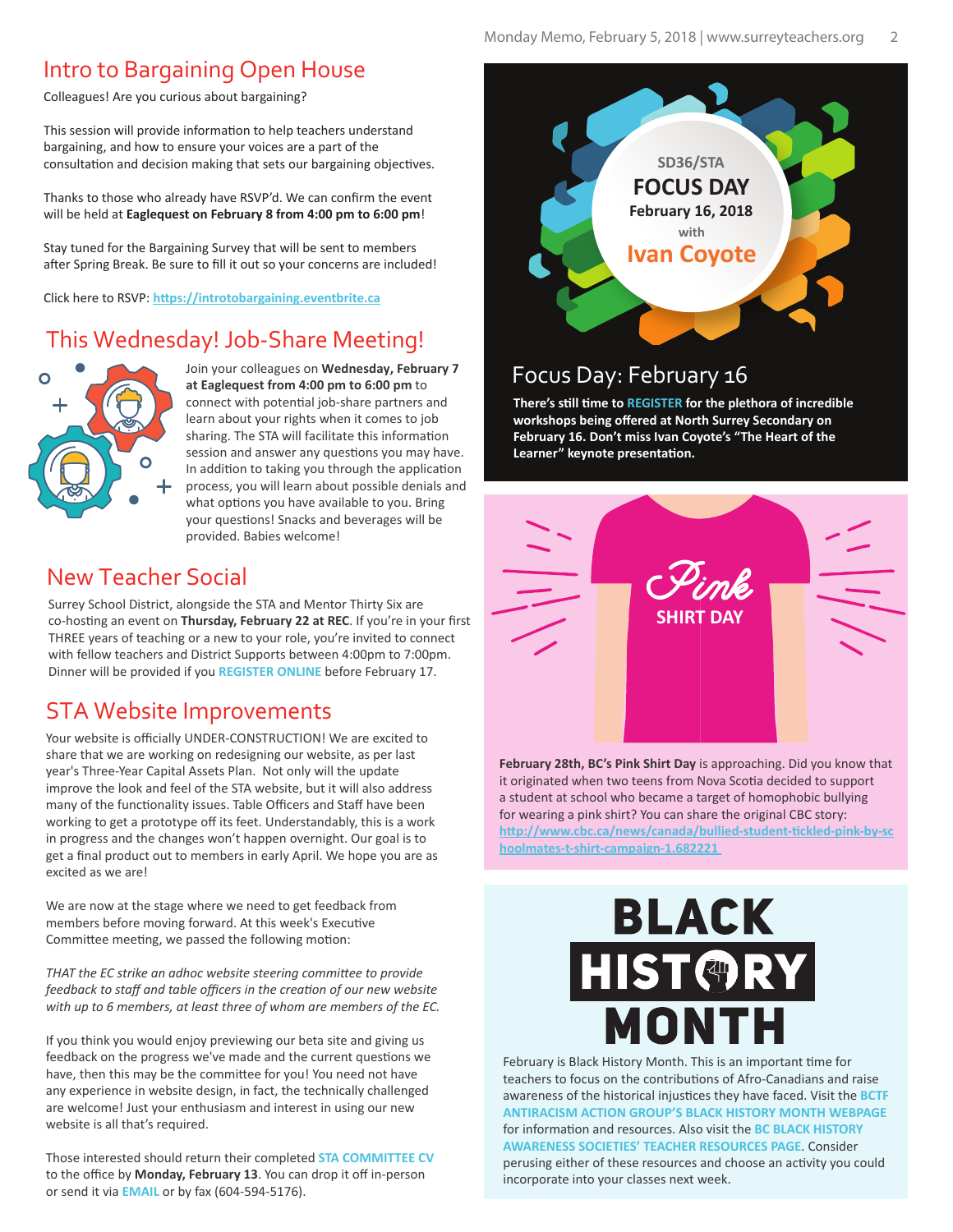## Intro to Bargaining Open House

Colleagues! Are you curious about bargaining?

This session will provide information to help teachers understand bargaining, and how to ensure your voices are a part of the consultation and decision making that sets our bargaining objectives.

Thanks to those who already have RSVP'd. We can confirm the event will be held at **Eaglequest on February 8 from 4:00 pm to 6:00 pm**!

Stay tuned for the Bargaining Survey that will be sent to members after Spring Break. Be sure to fill it out so your concerns are included!

Click here to RSVP: https://introtobargaining.eventbrite.ca

## This Wednesday! Job-Share Meeting!

Join your colleagues on **Wednesday, February 7 at Eaglequest from 4:00 pm to 6:00 pm** to connect with potential job-share partners and learn about your rights when it comes to job sharing. The STA will facilitate this information session and answer any questions you may have. In addition to taking you through the application process, you will learn about possible denials and what options you have available to you. Bring your questions! Snacks and beverages will be provided. Babies welcome!

## New Teacher Social

Surrey School District, alongside the STA and Mentor Thirty Six are co-hosting an event on **Thursday, February 22 at REC**. If you're in your first THREE years of teaching or a new to your role, you're invited to connect with fellow teachers and District Supports between 4:00pm to 7:00pm. Dinner will be provided if you REGISTER ONLINE before February 17.

## STA Website Improvements

Your website is officially UNDER-CONSTRUCTION! We are excited to share that we are working on redesigning our website, as per last year's Three-Year Capital Assets Plan. Not only will the update improve the look and feel of the STA website, but it will also address many of the functionality issues. Table Officers and Staff have been working to get a prototype off its feet. Understandably, this is a work in progress and the changes won't happen overnight. Our goal is to get a final product out to members in early April. We hope you are as excited as we are!

We are now at the stage where we need to get feedback from members before moving forward. At this week's Executive Committee meeting, we passed the following motion:

*THAT the EC strike an adhoc website steering committee to provide feedback to staff and table officers in the creation of our new website with up to 6 members, at least three of whom are members of the EC.*

If you think you would enjoy previewing our beta site and giving us feedback on the progress we've made and the current questions we have, then this may be the committee for you! You need not have any experience in website design, in fact, the technically challenged are welcome! Just your enthusiasm and interest in using our new website is all that's required.

Those interested should return their completed STA COMMITTEE CV to the office by **Monday, February 13**. You can drop it off in-person or send it via EMAIL or by fax (604-594-5176).

SD36/STA
**FOCUS DAY**
**February 16, 2018**
with
**Ivan Coyote**

## Focus Day: February 16

**There's still time to REGISTER for the plethora of incredible workshops being offered at North Surrey Secondary on February 16. Don't miss Ivan Coyote's "The Heart of the Learner" keynote presentation.**

Pink SHIRT DAY

**February 28th, BC's Pink Shirt Day** is approaching. Did you know that it originated when two teens from Nova Scotia decided to support a student at school who became a target of homophobic bullying for wearing a pink shirt? You can share the original CBC story: http://www.cbc.ca/news/canada/bullied-student-tickled-pink-by-schoolmates-t-shirt-campaign-1.682221

**BLACK HISTORY MONTH**

February is Black History Month. This is an important time for teachers to focus on the contributions of Afro-Canadians and raise awareness of the historical injustices they have faced. Visit the BCTF ANTIRACISM ACTION GROUP'S BLACK HISTORY MONTH WEBPAGE for information and resources. Also visit the BC BLACK HISTORY AWARENESS SOCIETIES' TEACHER RESOURCES PAGE. Consider perusing either of these resources and choose an activity you could incorporate into your classes next week.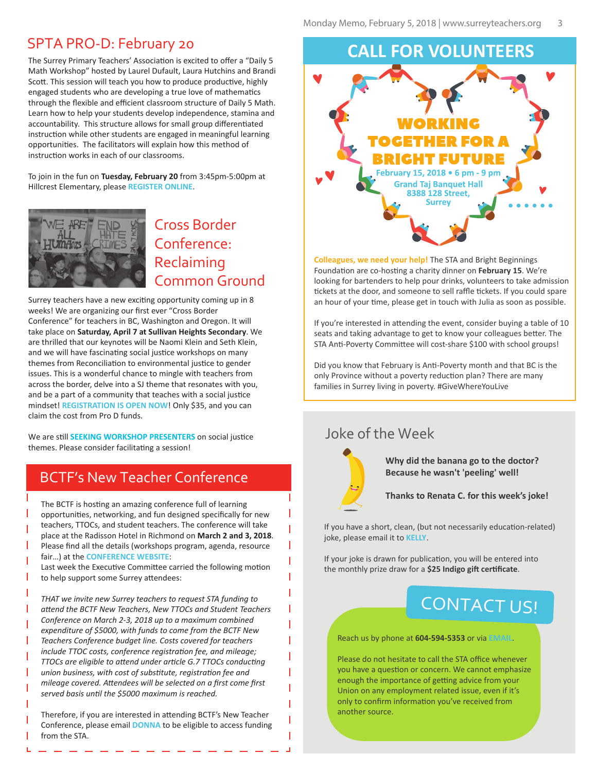## SPTA PRO-D: February 20

The Surrey Primary Teachers' Association is excited to offer a "Daily 5 Math Workshop" hosted by Laurel Dufault, Laura Hutchins and Brandi Scott. This session will teach you how to produce productive, highly engaged students who are developing a true love of mathematics through the flexible and efficient classroom structure of Daily 5 Math. Learn how to help your students develop independence, stamina and accountability. This structure allows for small group differentiated instruction while other students are engaged in meaningful learning opportunities. The facilitators will explain how this method of instruction works in each of our classrooms.

To join in the fun on **Tuesday, February 20** from 3:45pm-5:00pm at Hillcrest Elementary, please **REGISTER ONLINE**.

## Cross Border Conference: Reclaiming Common Ground

Surrey teachers have a new exciting opportunity coming up in 8 weeks! We are organizing our first ever "Cross Border Conference" for teachers in BC, Washington and Oregon. It will take place on **Saturday, April 7 at Sullivan Heights Secondary**. We are thrilled that our keynotes will be Naomi Klein and Seth Klein, and we will have fascinating social justice workshops on many themes from Reconciliation to environmental justice to gender issues. This is a wonderful chance to mingle with teachers from across the border, delve into a SJ theme that resonates with you, and be a part of a community that teaches with a social justice mindset! **REGISTRATION IS OPEN NOW**! Only $35, and you can claim the cost from Pro D funds.

We are still **SEEKING WORKSHOP PRESENTERS** on social justice themes. Please consider facilitating a session!

## BCTF's New Teacher Conference

The BCTF is hosting an amazing conference full of learning opportunities, networking, and fun designed specifically for new teachers, TTOCs, and student teachers. The conference will take place at the Radisson Hotel in Richmond on **March 2 and 3, 2018**. Please find all the details (workshops program, agenda, resource fair…) at the **CONFERENCE WEBSITE**:

Last week the Executive Committee carried the following motion to help support some Surrey attendees:

*THAT we invite new Surrey teachers to request STA funding to attend the BCTF New Teachers, New TTOCs and Student Teachers Conference on March 2-3, 2018 up to a maximum combined expenditure of $5000, with funds to come from the BCTF New Teachers Conference budget line. Costs covered for teachers include TTOC costs, conference registration fee, and mileage; TTOCs are eligible to attend under article G.7 TTOCs conducting union business, with cost of substitute, registration fee and mileage covered. Attendees will be selected on a first come first served basis until the $5000 maximum is reached.*

Therefore, if you are interested in attending BCTF's New Teacher Conference, please email **DONNA** to be eligible to access funding from the STA.

## CALL FOR VOLUNTEERS

**WORKING TOGETHER FOR A BRIGHT FUTURE**

**February 15, 2018 • 6 pm - 9 pm**
**Grand Taj Banquet Hall**
**8388 128 Street, Surrey**

**Colleagues, we need your help!** The STA and Bright Beginnings Foundation are co-hosting a charity dinner on **February 15**. We're looking for bartenders to help pour drinks, volunteers to take admission tickets at the door, and someone to sell raffle tickets. If you could spare an hour of your time, please get in touch with Julia as soon as possible.

If you're interested in attending the event, consider buying a table of 10 seats and taking advantage to get to know your colleagues better. The STA Anti-Poverty Committee will cost-share $100 with school groups!

Did you know that February is Anti-Poverty month and that BC is the only Province without a poverty reduction plan? There are many families in Surrey living in poverty. #GiveWhereYouLive

## Joke of the Week

**Why did the banana go to the doctor?**
**Because he wasn't 'peeling' well!**

**Thanks to Renata C. for this week's joke!**

If you have a short, clean, (but not necessarily education-related) joke, please email it to **KELLY**.

If your joke is drawn for publication, you will be entered into the monthly prize draw for a **$25 Indigo gift certificate**.

## CONTACT US!

Reach us by phone at **604-594-5353** or via **EMAIL**.

Please do not hesitate to call the STA office whenever you have a question or concern. We cannot emphasize enough the importance of getting advice from your Union on any employment related issue, even if it's only to confirm information you've received from another source.